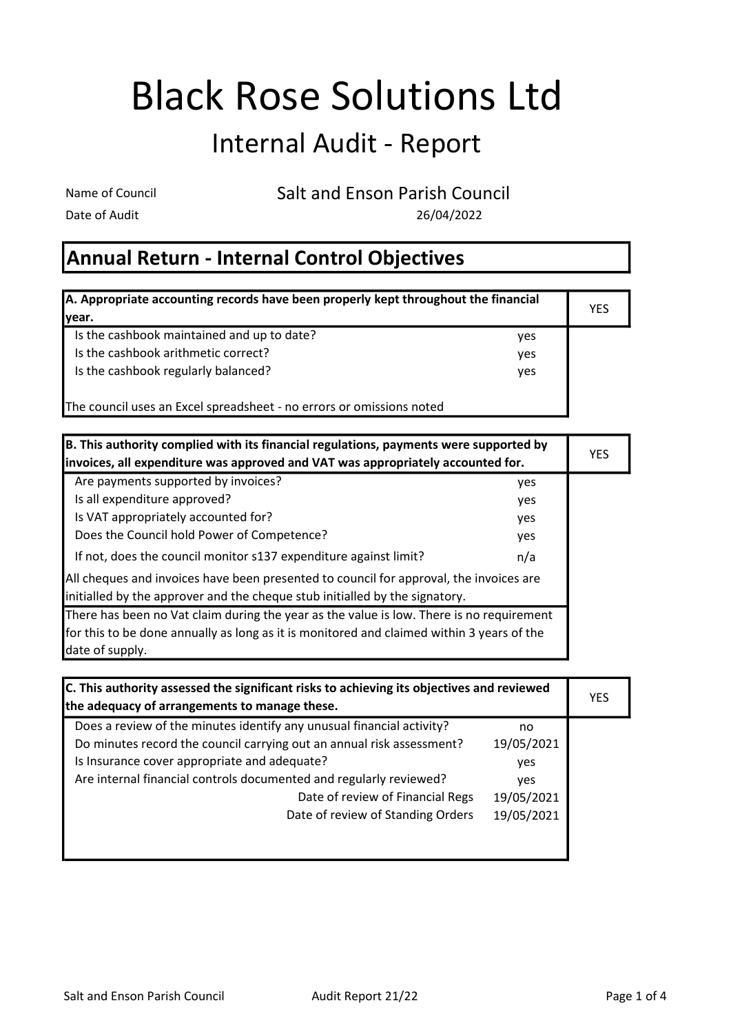# Black Rose Solutions Ltd

## Internal Audit - Report

| | |
|---|---|
| Name of Council | Salt and Enson Parish Council |
| Date of Audit | 26/04/2022 |

## Annual Return - Internal Control Objectives

| A. Appropriate accounting records have been properly kept throughout the financial year. | | YES |
|---|---|---|
| Is the cashbook maintained and up to date? | yes | |
| Is the cashbook arithmetic correct? | yes | |
| Is the cashbook regularly balanced? | yes | |
| The council uses an Excel spreadsheet - no errors or omissions noted | | |

| B. This authority complied with its financial regulations, payments were supported by invoices, all expenditure was approved and VAT was appropriately accounted for. | | YES |
|---|---|---|
| Are payments supported by invoices? | yes | |
| Is all expenditure approved? | yes | |
| Is VAT appropriately accounted for? | yes | |
| Does the Council hold Power of Competence? | yes | |
| If not, does the council monitor s137 expenditure against limit? | n/a | |
| All cheques and invoices have been presented to council for approval, the invoices are initialled by the approver and the cheque stub initialled by the signatory. | | |
| There has been no Vat claim during the year as the value is low. There is no requirement for this to be done annually as long as it is monitored and claimed within 3 years of the date of supply. | | |

| C. This authority assessed the significant risks to achieving its objectives and reviewed the adequacy of arrangements to manage these. | | YES |
|---|---|---|
| Does a review of the minutes identify any unusual financial activity? | no | |
| Do minutes record the council carrying out an annual risk assessment? | 19/05/2021 | |
| Is Insurance cover appropriate and adequate? | yes | |
| Are internal financial controls documented and regularly reviewed? | yes | |
| Date of review of Financial Regs | 19/05/2021 | |
| Date of review of Standing Orders | 19/05/2021 | |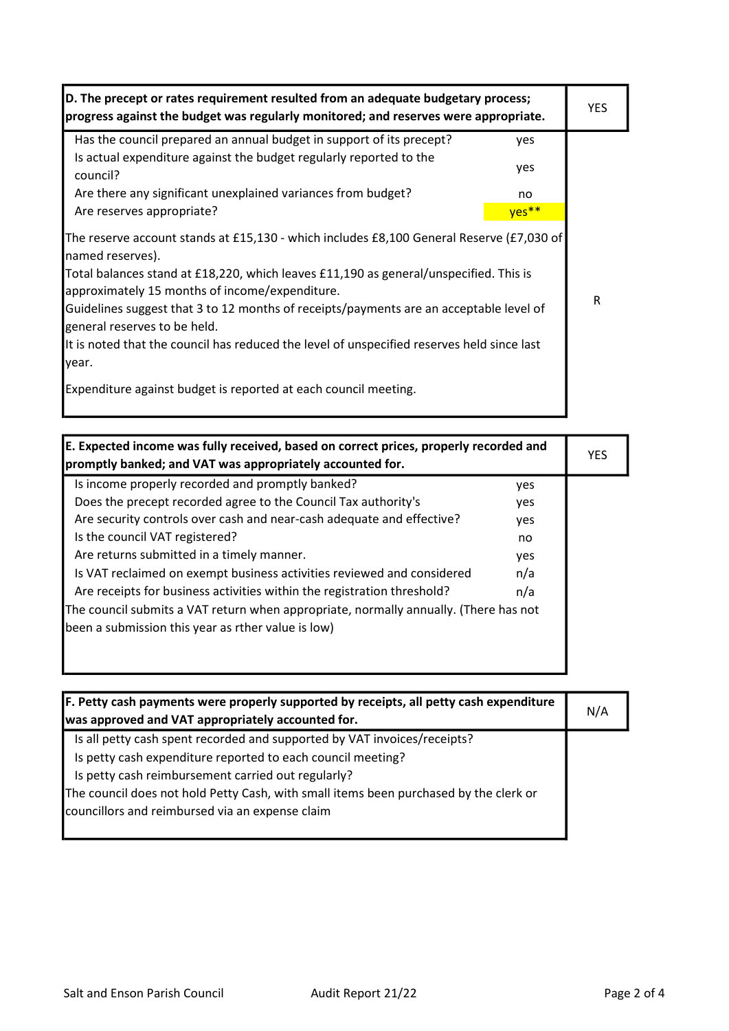| D. The precept or rates requirement resulted from an adequate budgetary process; progress against the budget was regularly monitored; and reserves were appropriate. | | YES |
|---|---|---|
| Has the council prepared an annual budget in support of its precept? | yes | |
| Is actual expenditure against the budget regularly reported to the council? | yes | |
| Are there any significant unexplained variances from budget? | no | |
| Are reserves appropriate? | yes** | |

The reserve account stands at £15,130 - which includes £8,100 General Reserve (£7,030 of named reserves).
Total balances stand at £18,220, which leaves £11,190 as general/unspecified. This is approximately 15 months of income/expenditure.
Guidelines suggest that 3 to 12 months of receipts/payments are an acceptable level of general reserves to be held.
It is noted that the council has reduced the level of unspecified reserves held since last year.

Expenditure against budget is reported at each council meeting.

R

| E. Expected income was fully received, based on correct prices, properly recorded and promptly banked; and VAT was appropriately accounted for. | | YES |
|---|---|---|
| Is income properly recorded and promptly banked? | yes | |
| Does the precept recorded agree to the Council Tax authority's | yes | |
| Are security controls over cash and near-cash adequate and effective? | yes | |
| Is the council VAT registered? | no | |
| Are returns submitted in a timely manner. | yes | |
| Is VAT reclaimed on exempt business activities reviewed and considered | n/a | |
| Are receipts for business activities within the registration threshold? | n/a | |

The council submits a VAT return when appropriate, normally annually. (There has not been a submission this year as rther value is low)

| F. Petty cash payments were properly supported by receipts, all petty cash expenditure was approved and VAT appropriately accounted for. | N/A |
|---|---|
| Is all petty cash spent recorded and supported by VAT invoices/receipts? | |
| Is petty cash expenditure reported to each council meeting? | |
| Is petty cash reimbursement carried out regularly? | |

The council does not hold Petty Cash, with small items been purchased by the clerk or councillors and reimbursed via an expense claim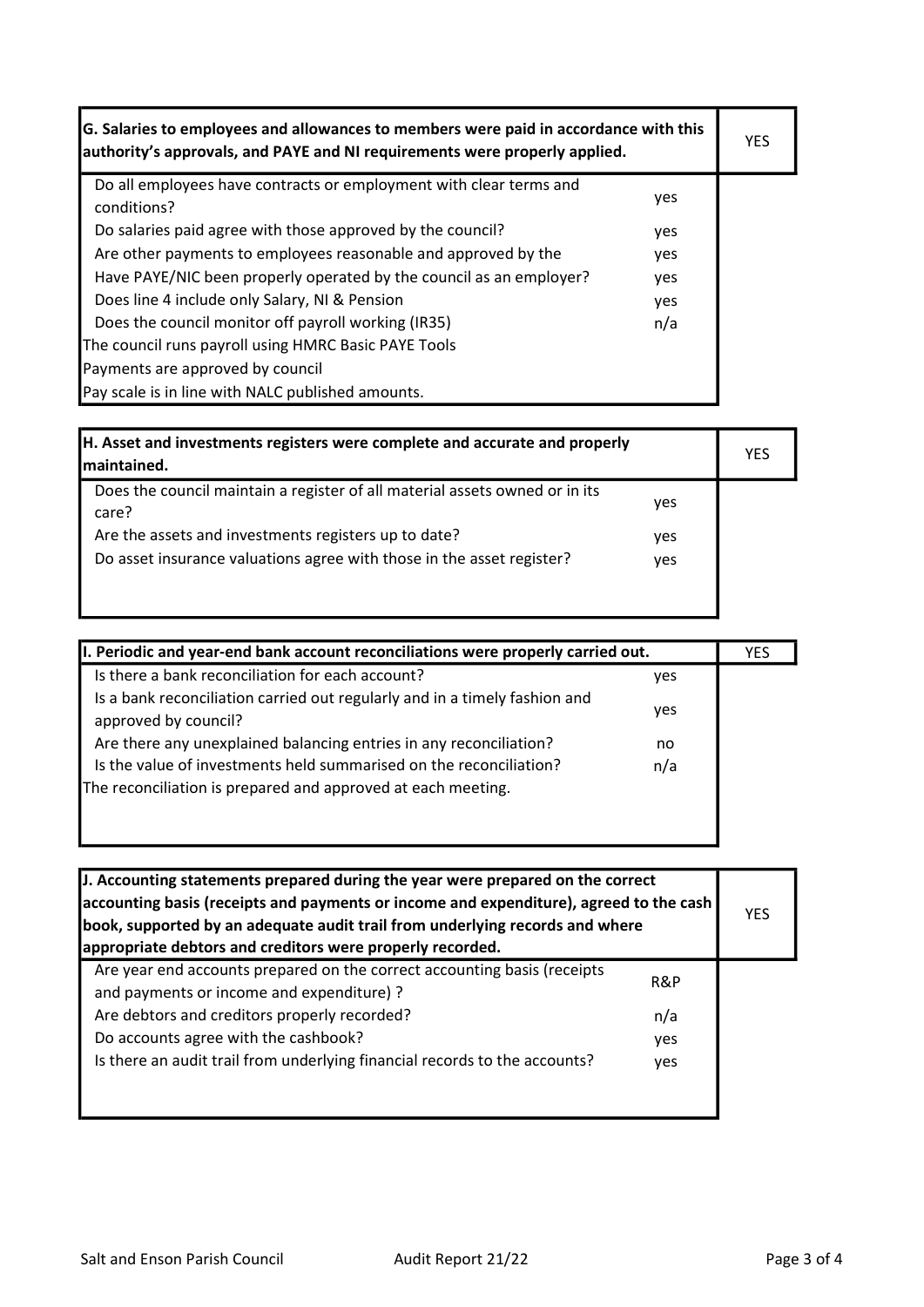| G. Salaries to employees and allowances to members were paid in accordance with this authority's approvals, and PAYE and NI requirements were properly applied. | | YES |
|---|---|---|
| Do all employees have contracts or employment with clear terms and conditions? | yes | |
| Do salaries paid agree with those approved by the council? | yes | |
| Are other payments to employees reasonable and approved by the | yes | |
| Have PAYE/NIC been properly operated by the council as an employer? | yes | |
| Does line 4 include only Salary, NI & Pension | yes | |
| Does the council monitor off payroll working (IR35) | n/a | |
| The council runs payroll using HMRC Basic PAYE Tools | | |
| Payments are approved by council | | |
| Pay scale is in line with NALC published amounts. | | |

| H. Asset and investments registers were complete and accurate and properly maintained. | | YES |
|---|---|---|
| Does the council maintain a register of all material assets owned or in its care? | yes | |
| Are the assets and investments registers up to date? | yes | |
| Do asset insurance valuations agree with those in the asset register? | yes | |

| I. Periodic and year-end bank account reconciliations were properly carried out. | | YES |
|---|---|---|
| Is there a bank reconciliation for each account? | yes | |
| Is a bank reconciliation carried out regularly and in a timely fashion and approved by council? | yes | |
| Are there any unexplained balancing entries in any reconciliation? | no | |
| Is the value of investments held summarised on the reconciliation? | n/a | |
| The reconciliation is prepared and approved at each meeting. | | |

| J. Accounting statements prepared during the year were prepared on the correct accounting basis (receipts and payments or income and expenditure), agreed to the cash book, supported by an adequate audit trail from underlying records and where appropriate debtors and creditors were properly recorded. | | YES |
|---|---|---|
| Are year end accounts prepared on the correct accounting basis (receipts and payments or income and expenditure) ? | R&P | |
| Are debtors and creditors properly recorded? | n/a | |
| Do accounts agree with the cashbook? | yes | |
| Is there an audit trail from underlying financial records to the accounts? | yes | |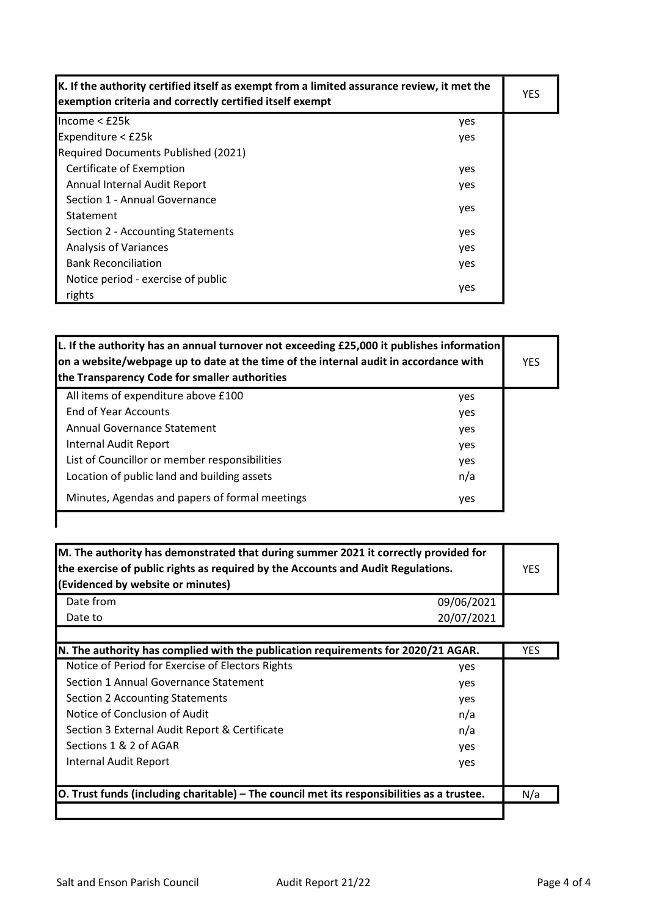| K. If the authority certified itself as exempt from a limited assurance review, it met the exemption criteria and correctly certified itself exempt | | YES |
|---|---|---|
| Income < £25k | yes | |
| Expenditure < £25k | yes | |
| Required Documents Published (2021) | | |
| Certificate of Exemption | yes | |
| Annual Internal Audit Report | yes | |
| Section 1 - Annual Governance Statement | yes | |
| Section 2 - Accounting Statements | yes | |
| Analysis of Variances | yes | |
| Bank Reconciliation | yes | |
| Notice period - exercise of public rights | yes | |

| L. If the authority has an annual turnover not exceeding £25,000 it publishes information on a website/webpage up to date at the time of the internal audit in accordance with the Transparency Code for smaller authorities | | YES |
|---|---|---|
| All items of expenditure above £100 | yes | |
| End of Year Accounts | yes | |
| Annual Governance Statement | yes | |
| Internal Audit Report | yes | |
| List of Councillor or member responsibilities | yes | |
| Location of public land and building assets | n/a | |
| Minutes, Agendas and papers of formal meetings | yes | |

| M. The authority has demonstrated that during summer 2021 it correctly provided for the exercise of public rights as required by the Accounts and Audit Regulations. (Evidenced by website or minutes) | | YES |
|---|---|---|
| Date from | 09/06/2021 | |
| Date to | 20/07/2021 | |

| N. The authority has complied with the publication requirements for 2020/21 AGAR. | | YES |
|---|---|---|
| Notice of Period for Exercise of Electors Rights | yes | |
| Section 1 Annual Governance Statement | yes | |
| Section 2 Accounting Statements | yes | |
| Notice of Conclusion of Audit | n/a | |
| Section 3 External Audit Report & Certificate | n/a | |
| Sections 1 & 2 of AGAR | yes | |
| Internal Audit Report | yes | |

| O. Trust funds (including charitable) – The council met its responsibilities as a trustee. | N/a |
|---|---|